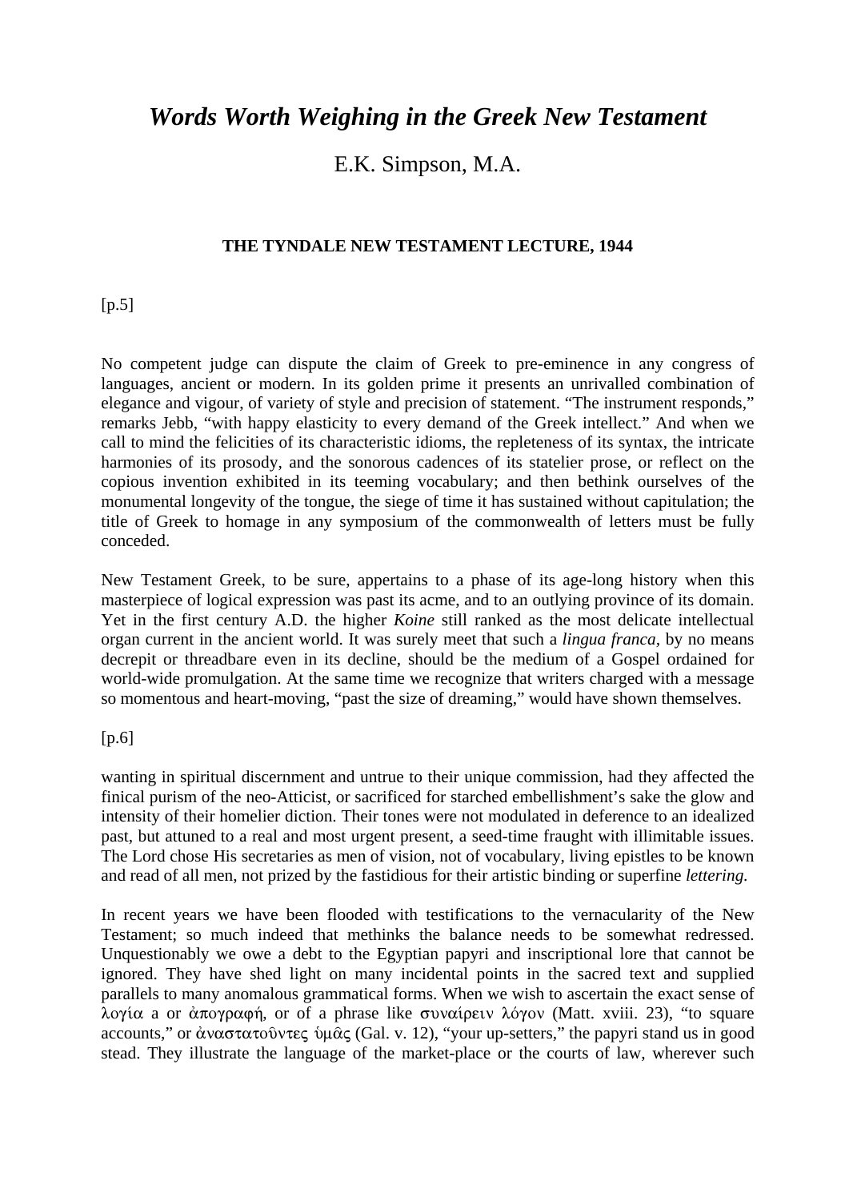# *Words Worth Weighing in the Greek New Testament*

E.K. Simpson, M.A.

### THE TYNDALE NEW TESTAMENT LECTURE, 1944

[p.5]

No competent judge can dispute the claim of Greek to pre-eminence in any congress of languages, ancient or modern. In its golden prime it presents an unrivalled combination of elegance and vigour, of variety of style and precision of statement. "The instrument responds," remarks Jebb, "with happy elasticity to every demand of the Greek intellect." And when we call to mind the felicities of its characteristic idioms, the repleteness of its syntax, the intricate harmonies of its prosody, and the sonorous cadences of its statelier prose, or reflect on the copious invention exhibited in its teeming vocabulary; and then bethink ourselves of the monumental longevity of the tongue, the siege of time it has sustained without capitulation; the title of Greek to homage in any symposium of the commonwealth of letters must be fully conceded.

New Testament Greek, to be sure, appertains to a phase of its age-long history when this masterpiece of logical expression was past its acme, and to an outlying province of its domain. Yet in the first century A.D. the higher *Koine* still ranked as the most delicate intellectual organ current in the ancient world. It was surely meet that such a *lingua franca*, by no means decrepit or threadbare even in its decline, should be the medium of a Gospel ordained for world-wide promulgation. At the same time we recognize that writers charged with a message so momentous and heart-moving, "past the size of dreaming," would have shown themselves.

[p.6]

wanting in spiritual discernment and untrue to their unique commission, had they affected the finical purism of the neo-Atticist, or sacrificed for starched embellishment's sake the glow and intensity of their homelier diction. Their tones were not modulated in deference to an idealized past, but attuned to a real and most urgent present, a seed-time fraught with illimitable issues. The Lord chose His secretaries as men of vision, not of vocabulary, living epistles to be known and read of all men, not prized by the fastidious for their artistic binding or superfine *lettering.*

In recent years we have been flooded with testifications to the vernacularity of the New Testament; so much indeed that methinks the balance needs to be somewhat redressed. Unquestionably we owe a debt to the Egyptian papyri and inscriptional lore that cannot be ignored. They have shed light on many incidental points in the sacred text and supplied parallels to many anomalous grammatical forms. When we wish to ascertain the exact sense of λογία a or ἀπογραφή, or of a phrase like συναίρειν λόγον (Matt. xviii. 23), "to square accounts," or ἀναστατοῦντες ὑμᾶς (Gal. v. 12), "your up-setters," the papyri stand us in good stead. They illustrate the language of the market-place or the courts of law, wherever such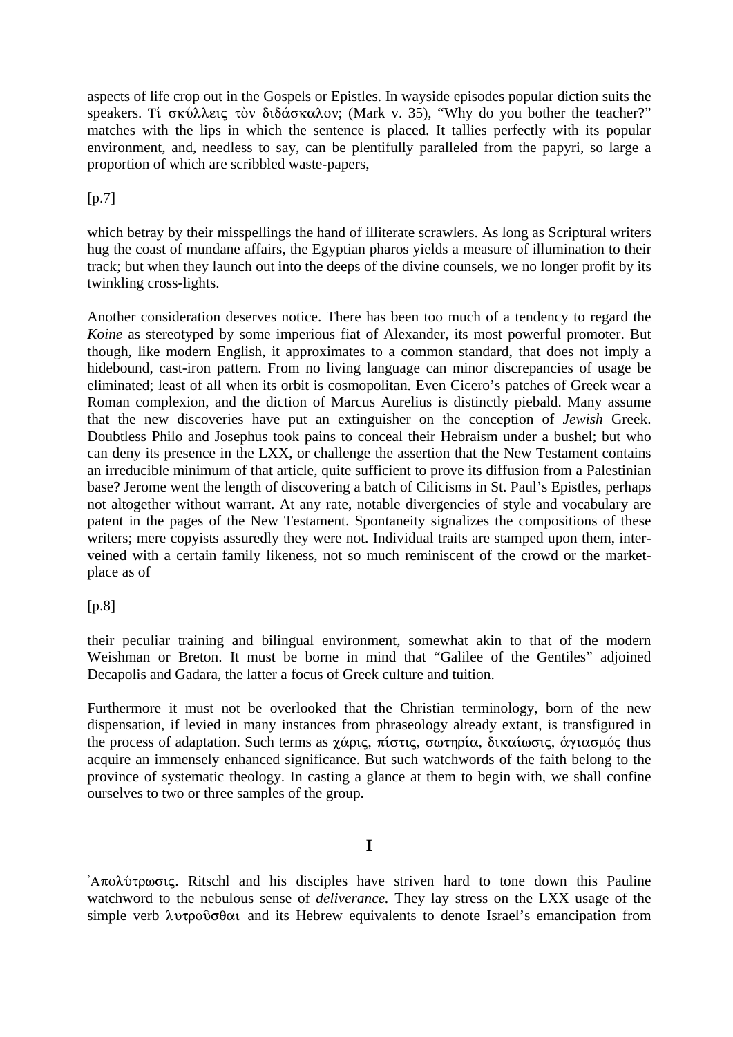aspects of life crop out in the Gospels or Epistles. In wayside episodes popular diction suits the speakers. Τί σκύλλεις τὸν διδάσκαλον; (Mark v. 35), "Why do you bother the teacher?" matches with the lips in which the sentence is placed. It tallies perfectly with its popular environment, and, needless to say, can be plentifully paralleled from the papyri, so large a proportion of which are scribbled waste-papers,

[p.7]

which betray by their misspellings the hand of illiterate scrawlers. As long as Scriptural writers hug the coast of mundane affairs, the Egyptian pharos yields a measure of illumination to their track; but when they launch out into the deeps of the divine counsels, we no longer profit by its twinkling cross-lights.

Another consideration deserves notice. There has been too much of a tendency to regard the *Koine* as stereotyped by some imperious fiat of Alexander, its most powerful promoter. But though, like modern English, it approximates to a common standard, that does not imply a hidebound, cast-iron pattern. From no living language can minor discrepancies of usage be eliminated; least of all when its orbit is cosmopolitan. Even Cicero's patches of Greek wear a Roman complexion, and the diction of Marcus Aurelius is distinctly piebald. Many assume that the new discoveries have put an extinguisher on the conception of *Jewish* Greek. Doubtless Philo and Josephus took pains to conceal their Hebraism under a bushel; but who can deny its presence in the LXX, or challenge the assertion that the New Testament contains an irreducible minimum of that article, quite sufficient to prove its diffusion from a Palestinian base? Jerome went the length of discovering a batch of Cilicisms in St. Paul's Epistles, perhaps not altogether without warrant. At any rate, notable divergencies of style and vocabulary are patent in the pages of the New Testament. Spontaneity signalizes the compositions of these writers; mere copyists assuredly they were not. Individual traits are stamped upon them, interveined with a certain family likeness, not so much reminiscent of the crowd or the market-place as of

[p.8]

their peculiar training and bilingual environment, somewhat akin to that of the modern Weishman or Breton. It must be borne in mind that "Galilee of the Gentiles" adjoined Decapolis and Gadara, the latter a focus of Greek culture and tuition.

Furthermore it must not be overlooked that the Christian terminology, born of the new dispensation, if levied in many instances from phraseology already extant, is transfigured in the process of adaptation. Such terms as χάρις, πίστις, σωτηρία, δικαίωσις, ἁγιασμός thus acquire an immensely enhanced significance. But such watchwords of the faith belong to the province of systematic theology. In casting a glance at them to begin with, we shall confine ourselves to two or three samples of the group.

## I

Ἀπολύτρωσις. Ritschl and his disciples have striven hard to tone down this Pauline watchword to the nebulous sense of *deliverance.* They lay stress on the LXX usage of the simple verb λυτροῦσθαι and its Hebrew equivalents to denote Israel's emancipation from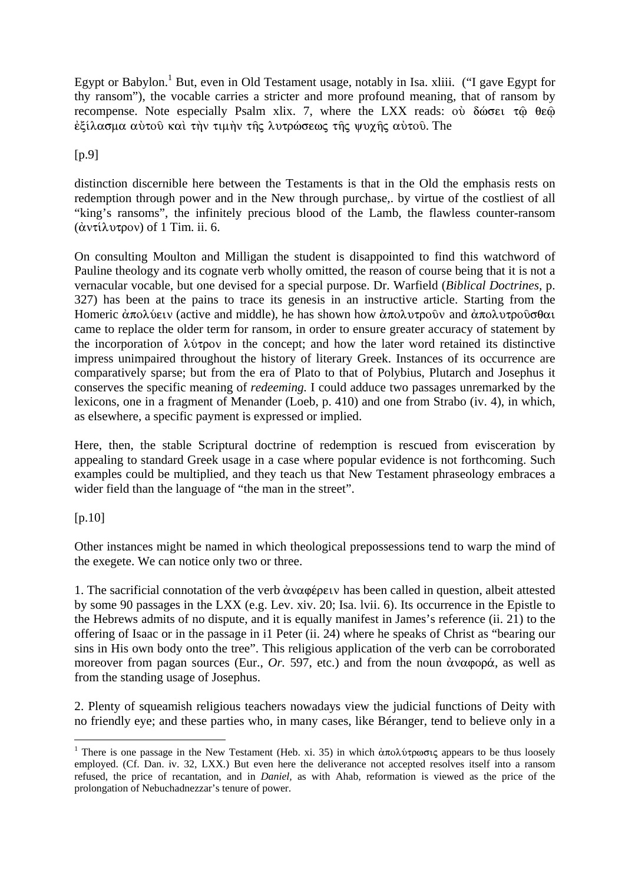Egypt or Babylon.[1] But, even in Old Testament usage, notably in Isa. xliii. ("I gave Egypt for thy ransom"), the vocable carries a stricter and more profound meaning, that of ransom by recompense. Note especially Psalm xlix. 7, where the LXX reads: οὐ δώσει τῷ θεῷ ἐξίλασμα αὐτοῦ καὶ τὴν τιμὴν τῆς λυτρώσεως τῆς ψυχῆς αὐτοῦ. The

[p.9]

distinction discernible here between the Testaments is that in the Old the emphasis rests on redemption through power and in the New through purchase,. by virtue of the costliest of all "king's ransoms", the infinitely precious blood of the Lamb, the flawless counter-ransom (ἀντίλυτρον) of 1 Tim. ii. 6.

On consulting Moulton and Milligan the student is disappointed to find this watchword of Pauline theology and its cognate verb wholly omitted, the reason of course being that it is not a vernacular vocable, but one devised for a special purpose. Dr. Warfield (*Biblical Doctrines*, p. 327) has been at the pains to trace its genesis in an instructive article. Starting from the Homeric ἀπολύειν (active and middle), he has shown how ἀπολυτροῦν and ἀπολυτροῦσθαι came to replace the older term for ransom, in order to ensure greater accuracy of statement by the incorporation of λύτρον in the concept; and how the later word retained its distinctive impress unimpaired throughout the history of literary Greek. Instances of its occurrence are comparatively sparse; but from the era of Plato to that of Polybius, Plutarch and Josephus it conserves the specific meaning of *redeeming*. I could adduce two passages unremarked by the lexicons, one in a fragment of Menander (Loeb, p. 410) and one from Strabo (iv. 4), in which, as elsewhere, a specific payment is expressed or implied.

Here, then, the stable Scriptural doctrine of redemption is rescued from evisceration by appealing to standard Greek usage in a case where popular evidence is not forthcoming. Such examples could be multiplied, and they teach us that New Testament phraseology embraces a wider field than the language of "the man in the street".

[p.10]

Other instances might be named in which theological prepossessions tend to warp the mind of the exegete. We can notice only two or three.

1. The sacrificial connotation of the verb ἀναφέρειν has been called in question, albeit attested by some 90 passages in the LXX (e.g. Lev. xiv. 20; Isa. lvii. 6). Its occurrence in the Epistle to the Hebrews admits of no dispute, and it is equally manifest in James's reference (ii. 21) to the offering of Isaac or in the passage in i1 Peter (ii. 24) where he speaks of Christ as "bearing our sins in His own body onto the tree". This religious application of the verb can be corroborated moreover from pagan sources (Eur., *Or*. 597, etc.) and from the noun ἀναφορά, as well as from the standing usage of Josephus.

2. Plenty of squeamish religious teachers nowadays view the judicial functions of Deity with no friendly eye; and these parties who, in many cases, like Béranger, tend to believe only in a

---

[1] There is one passage in the New Testament (Heb. xi. 35) in which ἀπολύτρωσις appears to be thus loosely employed. (Cf. Dan. iv. 32, LXX.) But even here the deliverance not accepted resolves itself into a ransom refused, the price of recantation, and in *Daniel*, as with Ahab, reformation is viewed as the price of the prolongation of Nebuchadnezzar's tenure of power.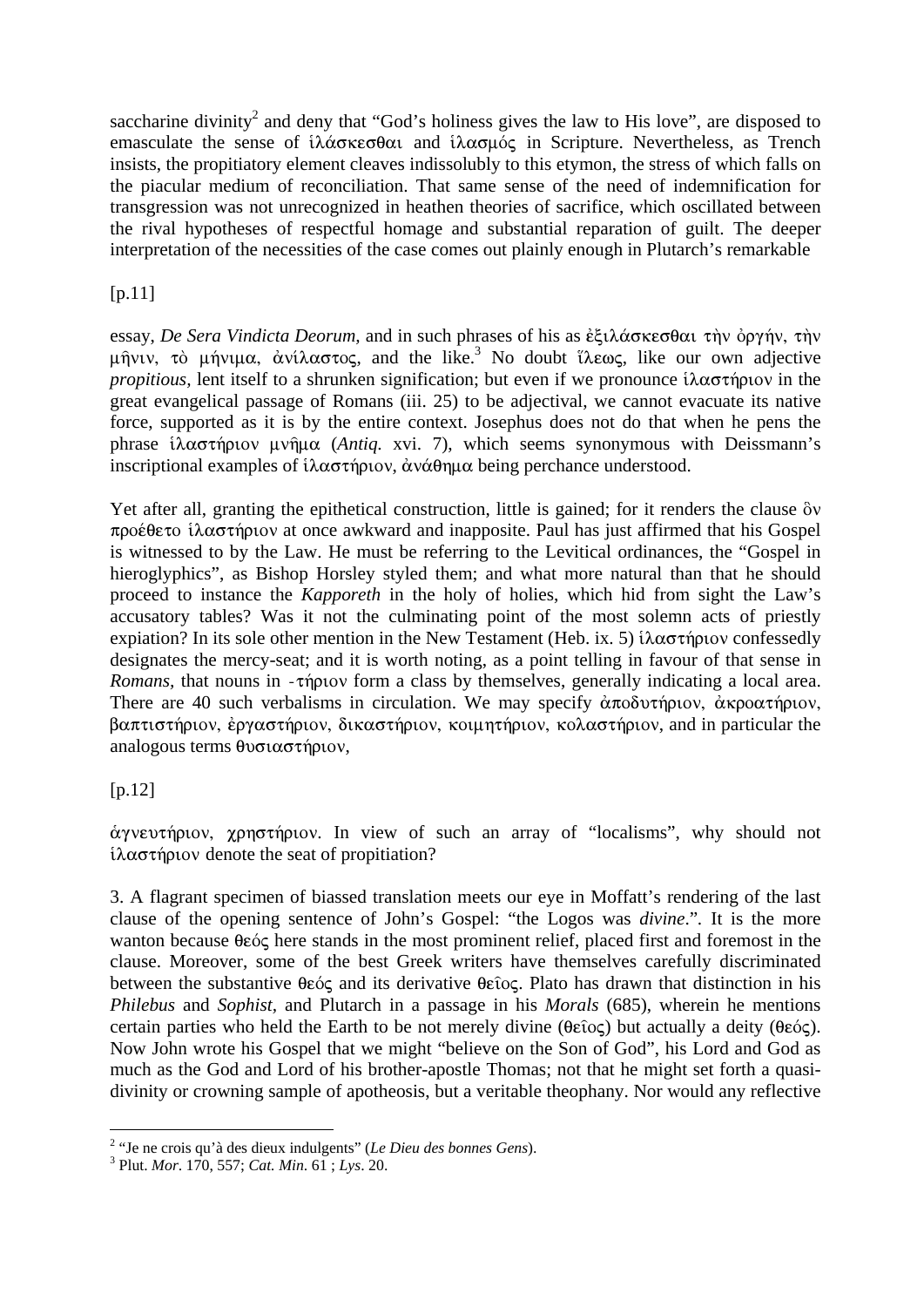saccharine divinity[2] and deny that "God's holiness gives the law to His love", are disposed to emasculate the sense of ἱλάσκεσθαι and ἱλασμός in Scripture. Nevertheless, as Trench insists, the propitiatory element cleaves indissolubly to this etymon, the stress of which falls on the piacular medium of reconciliation. That same sense of the need of indemnification for transgression was not unrecognized in heathen theories of sacrifice, which oscillated between the rival hypotheses of respectful homage and substantial reparation of guilt. The deeper interpretation of the necessities of the case comes out plainly enough in Plutarch's remarkable

[p.11]

essay, *De Sera Vindicta Deorum,* and in such phrases of his as ἐξιλάσκεσθαι τὴν ὀργήν, τὴν μῆνιν, τὸ μήνιμα, ἀνίλαστος, and the like.[3] No doubt ἵλεως, like our own adjective *propitious,* lent itself to a shrunken signification; but even if we pronounce ἱλαστήριον in the great evangelical passage of Romans (iii. 25) to be adjectival, we cannot evacuate its native force, supported as it is by the entire context. Josephus does not do that when he pens the phrase ἱλαστήριον μνῆμα (*Antiq.* xvi. 7), which seems synonymous with Deissmann's inscriptional examples of ἱλαστήριον, ἀνάθημα being perchance understood.

Yet after all, granting the epithetical construction, little is gained; for it renders the clause ὃν προέθετο ἱλαστήριον at once awkward and inapposite. Paul has just affirmed that his Gospel is witnessed to by the Law. He must be referring to the Levitical ordinances, the "Gospel in hieroglyphics", as Bishop Horsley styled them; and what more natural than that he should proceed to instance the *Kapporeth* in the holy of holies, which hid from sight the Law's accusatory tables? Was it not the culminating point of the most solemn acts of priestly expiation? In its sole other mention in the New Testament (Heb. ix. 5) ἱλαστήριον confessedly designates the mercy-seat; and it is worth noting, as a point telling in favour of that sense in *Romans,* that nouns in -τήριον form a class by themselves, generally indicating a local area. There are 40 such verbalisms in circulation. We may specify ἀποδυτήριον, ἀκροατήριον, βαπτιστήριον, ἐργαστήριον, δικαστήριον, κοιμητήριον, κολαστήριον, and in particular the analogous terms θυσιαστήριον,

[p.12]

ἁγνευτήριον, χρηστήριον. In view of such an array of "localisms", why should not ἱλαστήριον denote the seat of propitiation?

3. A flagrant specimen of biassed translation meets our eye in Moffatt's rendering of the last clause of the opening sentence of John's Gospel: "the Logos was *divine*.". It is the more wanton because θεός here stands in the most prominent relief, placed first and foremost in the clause. Moreover, some of the best Greek writers have themselves carefully discriminated between the substantive θεός and its derivative θεῖος. Plato has drawn that distinction in his *Philebus* and *Sophist,* and Plutarch in a passage in his *Morals* (685), wherein he mentions certain parties who held the Earth to be not merely divine (θεῖος) but actually a deity (θεός). Now John wrote his Gospel that we might "believe on the Son of God", his Lord and God as much as the God and Lord of his brother-apostle Thomas; not that he might set forth a quasi-divinity or crowning sample of apotheosis, but a veritable theophany. Nor would any reflective

[2] "Je ne crois qu'à des dieux indulgents" (*Le Dieu des bonnes Gens*).

[3] Plut. *Mor*. 170, 557; *Cat. Min*. 61 ; *Lys*. 20.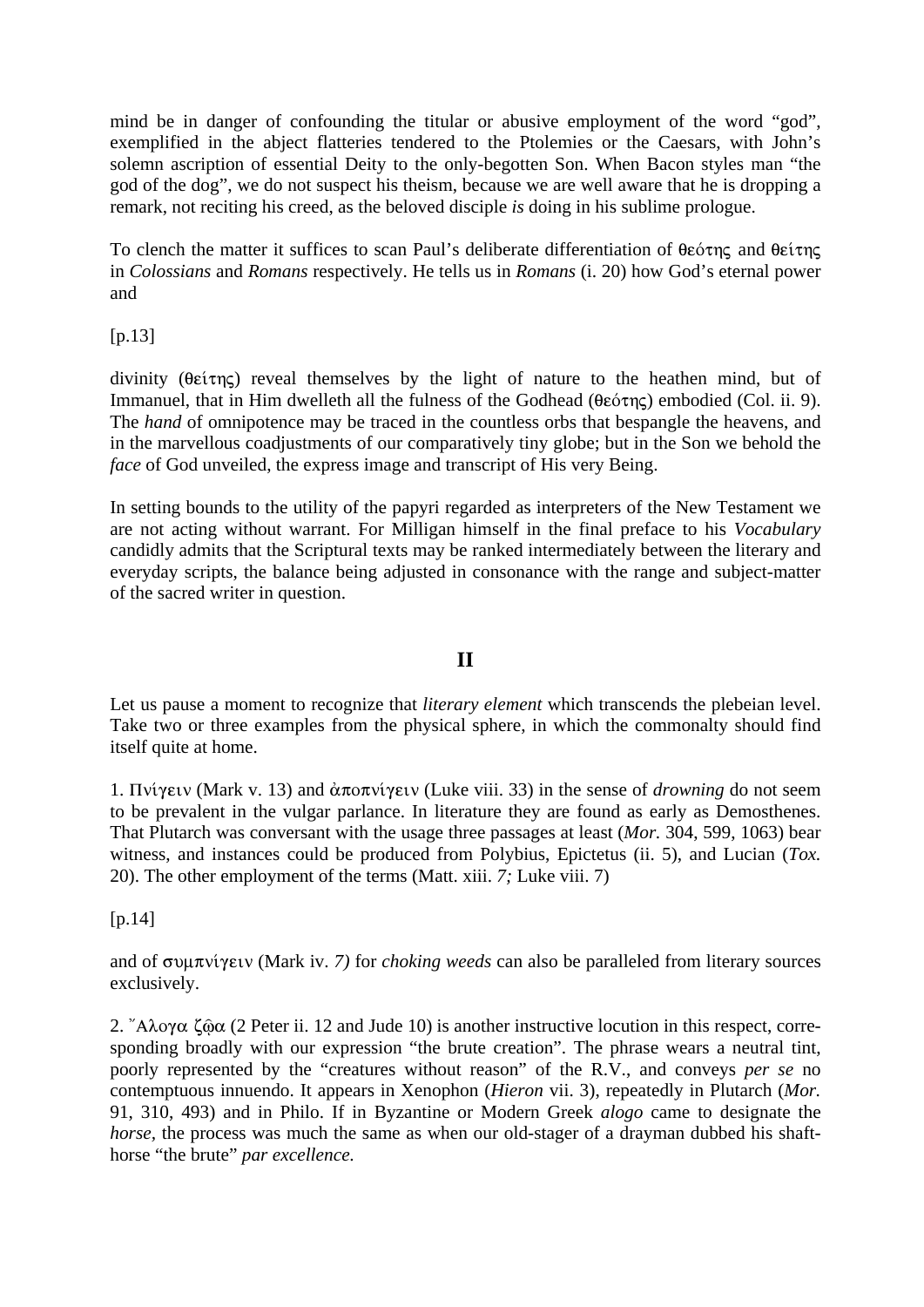mind be in danger of confounding the titular or abusive employment of the word "god", exemplified in the abject flatteries tendered to the Ptolemies or the Caesars, with John's solemn ascription of essential Deity to the only-begotten Son. When Bacon styles man "the god of the dog", we do not suspect his theism, because we are well aware that he is dropping a remark, not reciting his creed, as the beloved disciple *is* doing in his sublime prologue.

To clench the matter it suffices to scan Paul's deliberate differentiation of θεότης and θείτης in *Colossians* and *Romans* respectively. He tells us in *Romans* (i. 20) how God's eternal power and

[p.13]

divinity (θείτης) reveal themselves by the light of nature to the heathen mind, but of Immanuel, that in Him dwelleth all the fulness of the Godhead (θεότης) embodied (Col. ii. 9). The *hand* of omnipotence may be traced in the countless orbs that bespangle the heavens, and in the marvellous coadjustments of our comparatively tiny globe; but in the Son we behold the *face* of God unveiled, the express image and transcript of His very Being.

In setting bounds to the utility of the papyri regarded as interpreters of the New Testament we are not acting without warrant. For Milligan himself in the final preface to his *Vocabulary* candidly admits that the Scriptural texts may be ranked intermediately between the literary and everyday scripts, the balance being adjusted in consonance with the range and subject-matter of the sacred writer in question.

## II

Let us pause a moment to recognize that *literary element* which transcends the plebeian level. Take two or three examples from the physical sphere, in which the commonalty should find itself quite at home.

1. Πνίγειν (Mark v. 13) and ἀποπνίγειν (Luke viii. 33) in the sense of *drowning* do not seem to be prevalent in the vulgar parlance. In literature they are found as early as Demosthenes. That Plutarch was conversant with the usage three passages at least (*Mor.* 304, 599, 1063) bear witness, and instances could be produced from Polybius, Epictetus (ii. 5), and Lucian (*Tox.* 20). The other employment of the terms (Matt. xiii. *7;* Luke viii. 7)

[p.14]

and of συμπνίγειν (Mark iv. *7)* for *choking weeds* can also be paralleled from literary sources exclusively.

2. Ἄλογα ζῷα (2 Peter ii. 12 and Jude 10) is another instructive locution in this respect, corresponding broadly with our expression "the brute creation". The phrase wears a neutral tint, poorly represented by the "creatures without reason" of the R.V., and conveys *per se* no contemptuous innuendo. It appears in Xenophon (*Hieron* vii. 3), repeatedly in Plutarch (*Mor.* 91, 310, 493) and in Philo. If in Byzantine or Modern Greek *alogo* came to designate the *horse,* the process was much the same as when our old-stager of a drayman dubbed his shaft-horse "the brute" *par excellence.*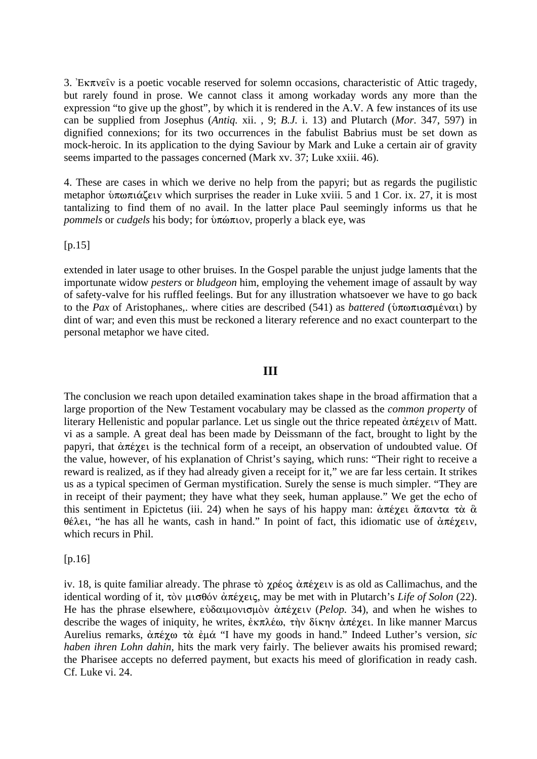3. Ἐκπνεῖν is a poetic vocable reserved for solemn occasions, characteristic of Attic tragedy, but rarely found in prose. We cannot class it among workaday words any more than the expression "to give up the ghost", by which it is rendered in the A.V. A few instances of its use can be supplied from Josephus (*Antiq.* xii. , 9; *B.J.* i. 13) and Plutarch (*Mor.* 347, 597) in dignified connexions; for its two occurrences in the fabulist Babrius must be set down as mock-heroic. In its application to the dying Saviour by Mark and Luke a certain air of gravity seems imparted to the passages concerned (Mark xv. 37; Luke xxiii. 46).

4. These are cases in which we derive no help from the papyri; but as regards the pugilistic metaphor ὑπωπιάζειν which surprises the reader in Luke xviii. 5 and 1 Cor. ix. 27, it is most tantalizing to find them of no avail. In the latter place Paul seemingly informs us that he *pommels* or *cudgels* his body; for ὑπώπιον, properly a black eye, was

[p.15]

extended in later usage to other bruises. In the Gospel parable the unjust judge laments that the importunate widow *pesters* or *bludgeon* him, employing the vehement image of assault by way of safety-valve for his ruffled feelings. But for any illustration whatsoever we have to go back to the *Pax* of Aristophanes,. where cities are described (541) as *battered* (ὑπωπιασμέναι) by dint of war; and even this must be reckoned a literary reference and no exact counterpart to the personal metaphor we have cited.

## III

The conclusion we reach upon detailed examination takes shape in the broad affirmation that a large proportion of the New Testament vocabulary may be classed as the *common property* of literary Hellenistic and popular parlance. Let us single out the thrice repeated ἀπέχειν of Matt. vi as a sample. A great deal has been made by Deissmann of the fact, brought to light by the papyri, that ἀπέχει is the technical form of a receipt, an observation of undoubted value. Of the value, however, of his explanation of Christ's saying, which runs: "Their right to receive a reward is realized, as if they had already given a receipt for it," we are far less certain. It strikes us as a typical specimen of German mystification. Surely the sense is much simpler. "They are in receipt of their payment; they have what they seek, human applause." We get the echo of this sentiment in Epictetus (iii. 24) when he says of his happy man: ἀπέχει ἅπαντα τὰ ἃ θέλει, "he has all he wants, cash in hand." In point of fact, this idiomatic use of ἀπέχειν, which recurs in Phil.

[p.16]

iv. 18, is quite familiar already. The phrase τὸ χρέος ἀπέχειν is as old as Callimachus, and the identical wording of it, τὸν μισθόν ἀπέχεις, may be met with in Plutarch's *Life of Solon* (22). He has the phrase elsewhere, εὐδαιμονισμὸν ἀπέχειν (*Pelop.* 34), and when he wishes to describe the wages of iniquity, he writes, ἐκπλέω, τὴν δίκην ἀπέχει. In like manner Marcus Aurelius remarks, ἀπέχω τὰ ἐμά "I have my goods in hand." Indeed Luther's version, *sic haben ihren Lohn dahin*, hits the mark very fairly. The believer awaits his promised reward; the Pharisee accepts no deferred payment, but exacts his meed of glorification in ready cash. Cf. Luke vi. 24.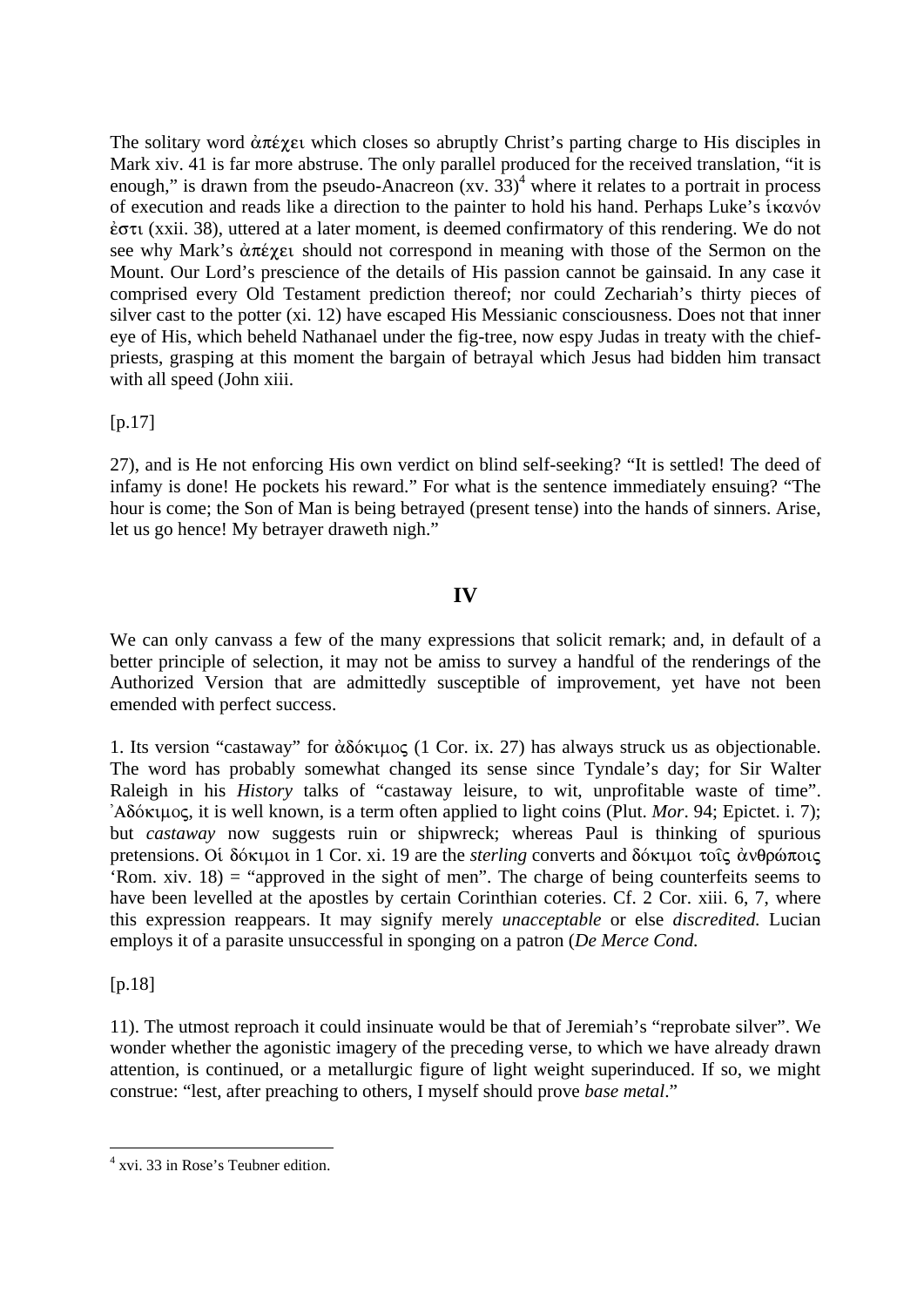The solitary word ἀπέχει which closes so abruptly Christ's parting charge to His disciples in Mark xiv. 41 is far more abstruse. The only parallel produced for the received translation, "it is enough," is drawn from the pseudo-Anacreon (xv. 33)[4] where it relates to a portrait in process of execution and reads like a direction to the painter to hold his hand. Perhaps Luke's ἱκανόν ἐστι (xxii. 38), uttered at a later moment, is deemed confirmatory of this rendering. We do not see why Mark's ἀπέχει should not correspond in meaning with those of the Sermon on the Mount. Our Lord's prescience of the details of His passion cannot be gainsaid. In any case it comprised every Old Testament prediction thereof; nor could Zechariah's thirty pieces of silver cast to the potter (xi. 12) have escaped His Messianic consciousness. Does not that inner eye of His, which beheld Nathanael under the fig-tree, now espy Judas in treaty with the chief-priests, grasping at this moment the bargain of betrayal which Jesus had bidden him transact with all speed (John xiii.

[p.17]

27), and is He not enforcing His own verdict on blind self-seeking? "It is settled! The deed of infamy is done! He pockets his reward." For what is the sentence immediately ensuing? "The hour is come; the Son of Man is being betrayed (present tense) into the hands of sinners. Arise, let us go hence! My betrayer draweth nigh."

## IV

We can only canvass a few of the many expressions that solicit remark; and, in default of a better principle of selection, it may not be amiss to survey a handful of the renderings of the Authorized Version that are admittedly susceptible of improvement, yet have not been emended with perfect success.

1. Its version "castaway" for ἀδόκιμος (1 Cor. ix. 27) has always struck us as objectionable. The word has probably somewhat changed its sense since Tyndale's day; for Sir Walter Raleigh in his *History* talks of "castaway leisure, to wit, unprofitable waste of time". Ἀδόκιμος, it is well known, is a term often applied to light coins (Plut. *Mor*. 94; Epictet. i. 7); but *castaway* now suggests ruin or shipwreck; whereas Paul is thinking of spurious pretensions. Οἱ δόκιμοι in 1 Cor. xi. 19 are the *sterling* converts and δόκιμοι τοῖς ἀνθρώποις 'Rom. xiv. 18) = "approved in the sight of men". The charge of being counterfeits seems to have been levelled at the apostles by certain Corinthian coteries. Cf. 2 Cor. xiii. 6, 7, where this expression reappears. It may signify merely *unacceptable* or else *discredited.* Lucian employs it of a parasite unsuccessful in sponging on a patron (*De Merce Cond.*

[p.18]

11). The utmost reproach it could insinuate would be that of Jeremiah's "reprobate silver". We wonder whether the agonistic imagery of the preceding verse, to which we have already drawn attention, is continued, or a metallurgic figure of light weight superinduced. If so, we might construe: "lest, after preaching to others, I myself should prove *base metal*."

[4] xvi. 33 in Rose's Teubner edition.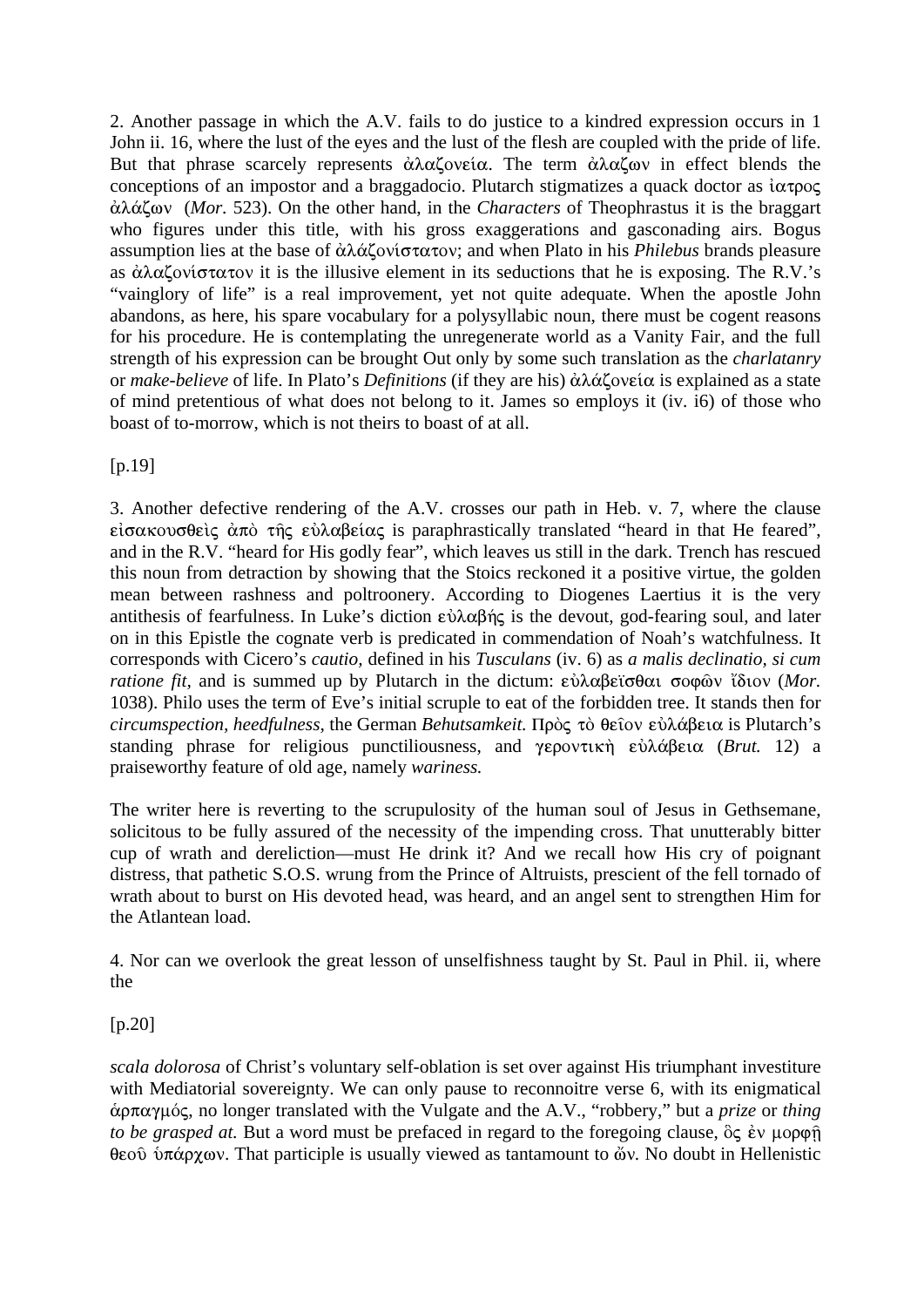2. Another passage in which the A.V. fails to do justice to a kindred expression occurs in 1 John ii. 16, where the lust of the eyes and the lust of the flesh are coupled with the pride of life. But that phrase scarcely represents ἀλαζονεία. The term ἀλαζων in effect blends the conceptions of an impostor and a braggadocio. Plutarch stigmatizes a quack doctor as ἰατρος ἀλάζων (*Mor.* 523). On the other hand, in the *Characters* of Theophrastus it is the braggart who figures under this title, with his gross exaggerations and gasconading airs. Bogus assumption lies at the base of ἀλάζονίστατον; and when Plato in his *Philebus* brands pleasure as ἀλαζονίστατον it is the illusive element in its seductions that he is exposing. The R.V.'s "vainglory of life" is a real improvement, yet not quite adequate. When the apostle John abandons, as here, his spare vocabulary for a polysyllabic noun, there must be cogent reasons for his procedure. He is contemplating the unregenerate world as a Vanity Fair, and the full strength of his expression can be brought Out only by some such translation as the *charlatanry* or *make-believe* of life. In Plato's *Definitions* (if they are his) ἀλάζονεία is explained as a state of mind pretentious of what does not belong to it. James so employs it (iv. i6) of those who boast of to-morrow, which is not theirs to boast of at all.

[p.19]

3. Another defective rendering of the A.V. crosses our path in Heb. v. 7, where the clause εἰσακουσθεὶς ἀπὸ τῆς εὐλαβείας is paraphrastically translated "heard in that He feared", and in the R.V. "heard for His godly fear", which leaves us still in the dark. Trench has rescued this noun from detraction by showing that the Stoics reckoned it a positive virtue, the golden mean between rashness and poltroonery. According to Diogenes Laertius it is the very antithesis of fearfulness. In Luke's diction εὐλαβής is the devout, god-fearing soul, and later on in this Epistle the cognate verb is predicated in commendation of Noah's watchfulness. It corresponds with Cicero's *cautio*, defined in his *Tusculans* (iv. 6) as *a malis declinatio, si cum ratione fit*, and is summed up by Plutarch in the dictum: εὐλαβεῖσθαι σοφῶν ἴδιον (*Mor.* 1038). Philo uses the term of Eve's initial scruple to eat of the forbidden tree. It stands then for *circumspection, heedfulness*, the German *Behutsamkeit.* Πρὸς τὸ θεῖον εὐλάβεια is Plutarch's standing phrase for religious punctiliousness, and γεροντικὴ εὐλάβεια (*Brut.* 12) a praiseworthy feature of old age, namely *wariness.*

The writer here is reverting to the scrupulosity of the human soul of Jesus in Gethsemane, solicitous to be fully assured of the necessity of the impending cross. That unutterably bitter cup of wrath and dereliction—must He drink it? And we recall how His cry of poignant distress, that pathetic S.O.S. wrung from the Prince of Altruists, prescient of the fell tornado of wrath about to burst on His devoted head, was heard, and an angel sent to strengthen Him for the Atlantean load.

4. Nor can we overlook the great lesson of unselfishness taught by St. Paul in Phil. ii, where the

[p.20]

*scala dolorosa* of Christ's voluntary self-oblation is set over against His triumphant investiture with Mediatorial sovereignty. We can only pause to reconnoitre verse 6, with its enigmatical ἁρπαγμός, no longer translated with the Vulgate and the A.V., "robbery," but a *prize* or *thing to be grasped at.* But a word must be prefaced in regard to the foregoing clause, ὃς ἐν μορφῇ θεοῦ ὑπάρχων. That participle is usually viewed as tantamount to ὤν. No doubt in Hellenistic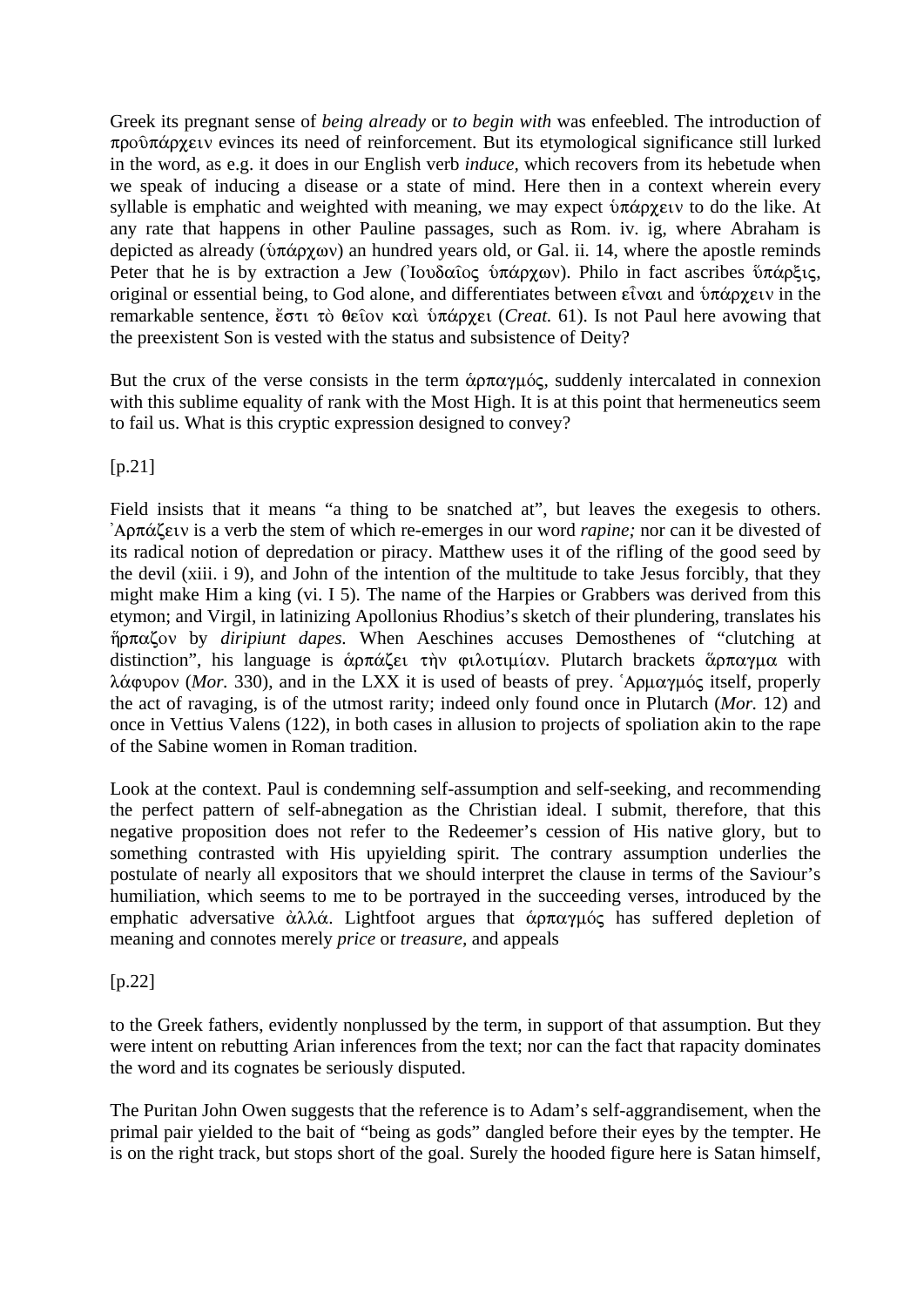Greek its pregnant sense of *being already* or *to begin with* was enfeebled. The introduction of προϋπάρχειν evinces its need of reinforcement. But its etymological significance still lurked in the word, as e.g. it does in our English verb *induce*, which recovers from its hebetude when we speak of inducing a disease or a state of mind. Here then in a context wherein every syllable is emphatic and weighted with meaning, we may expect ὑπάρχειν to do the like. At any rate that happens in other Pauline passages, such as Rom. iv. ig, where Abraham is depicted as already (ὑπάρχων) an hundred years old, or Gal. ii. 14, where the apostle reminds Peter that he is by extraction a Jew (Ἰουδαῖος ὑπάρχων). Philo in fact ascribes ὕπαρξις, original or essential being, to God alone, and differentiates between εἶναι and ὑπάρχειν in the remarkable sentence, ἔστι τὸ θεῖον καὶ ὑπάρχει (*Creat.* 61). Is not Paul here avowing that the preexistent Son is vested with the status and subsistence of Deity?

But the crux of the verse consists in the term ἁρπαγμός, suddenly intercalated in connexion with this sublime equality of rank with the Most High. It is at this point that hermeneutics seem to fail us. What is this cryptic expression designed to convey?

[p.21]

Field insists that it means "a thing to be snatched at", but leaves the exegesis to others. Ἁρπάζειν is a verb the stem of which re-emerges in our word *rapine;* nor can it be divested of its radical notion of depredation or piracy. Matthew uses it of the rifling of the good seed by the devil (xiii. i 9), and John of the intention of the multitude to take Jesus forcibly, that they might make Him a king (vi. I 5). The name of the Harpies or Grabbers was derived from this etymon; and Virgil, in latinizing Apollonius Rhodius's sketch of their plundering, translates his ἥρπαζον by *diripiunt dapes.* When Aeschines accuses Demosthenes of "clutching at distinction", his language is ἁρπάζει τὴν φιλοτιμίαν. Plutarch brackets ἅρπαγμα with λάφυρον (*Mor.* 330), and in the LXX it is used of beasts of prey. Ἁρμαγμός itself, properly the act of ravaging, is of the utmost rarity; indeed only found once in Plutarch (*Mor.* 12) and once in Vettius Valens (122), in both cases in allusion to projects of spoliation akin to the rape of the Sabine women in Roman tradition.

Look at the context. Paul is condemning self-assumption and self-seeking, and recommending the perfect pattern of self-abnegation as the Christian ideal. I submit, therefore, that this negative proposition does not refer to the Redeemer's cession of His native glory, but to something contrasted with His upyielding spirit. The contrary assumption underlies the postulate of nearly all expositors that we should interpret the clause in terms of the Saviour's humiliation, which seems to me to be portrayed in the succeeding verses, introduced by the emphatic adversative ἀλλά. Lightfoot argues that ἁρπαγμός has suffered depletion of meaning and connotes merely *price* or *treasure,* and appeals

[p.22]

to the Greek fathers, evidently nonplussed by the term, in support of that assumption. But they were intent on rebutting Arian inferences from the text; nor can the fact that rapacity dominates the word and its cognates be seriously disputed.

The Puritan John Owen suggests that the reference is to Adam's self-aggrandisement, when the primal pair yielded to the bait of "being as gods" dangled before their eyes by the tempter. He is on the right track, but stops short of the goal. Surely the hooded figure here is Satan himself,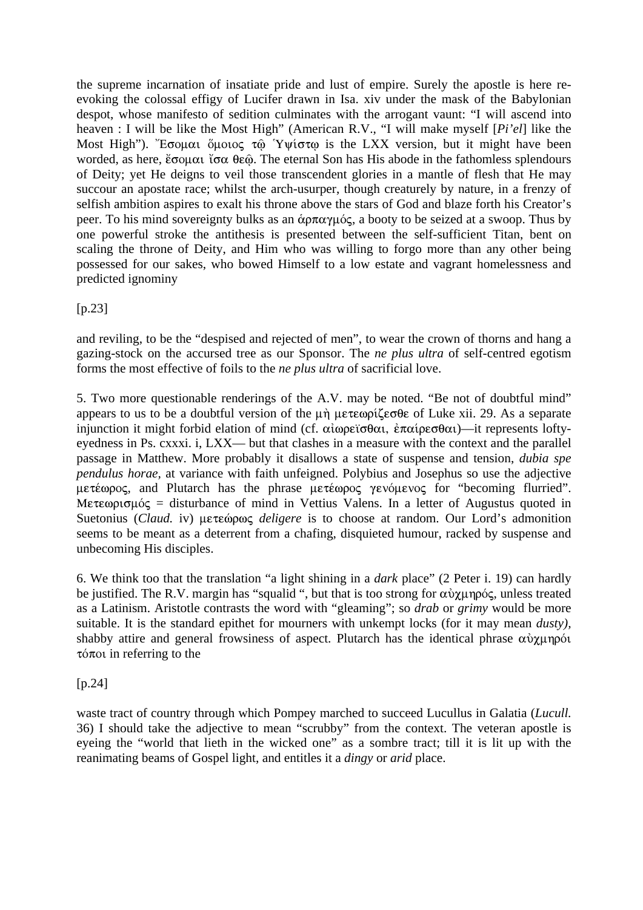the supreme incarnation of insatiate pride and lust of empire. Surely the apostle is here re-evoking the colossal effigy of Lucifer drawn in Isa. xiv under the mask of the Babylonian despot, whose manifesto of sedition culminates with the arrogant vaunt: "I will ascend into heaven : I will be like the Most High" (American R.V., "I will make myself [*Pi'el*] like the Most High"). Ἔσομαι ὅμοιος τῷ Ὑψίστῳ is the LXX version, but it might have been worded, as here, ἔσομαι ἴσα θεῷ. The eternal Son has His abode in the fathomless splendours of Deity; yet He deigns to veil those transcendent glories in a mantle of flesh that He may succour an apostate race; whilst the arch-usurper, though creaturely by nature, in a frenzy of selfish ambition aspires to exalt his throne above the stars of God and blaze forth his Creator's peer. To his mind sovereignty bulks as an ἁρπαγμός, a booty to be seized at a swoop. Thus by one powerful stroke the antithesis is presented between the self-sufficient Titan, bent on scaling the throne of Deity, and Him who was willing to forgo more than any other being possessed for our sakes, who bowed Himself to a low estate and vagrant homelessness and predicted ignominy

[p.23]

and reviling, to be the "despised and rejected of men", to wear the crown of thorns and hang a gazing-stock on the accursed tree as our Sponsor. The *ne plus ultra* of self-centred egotism forms the most effective of foils to the *ne plus ultra* of sacrificial love.

5. Two more questionable renderings of the A.V. may be noted. "Be not of doubtful mind" appears to us to be a doubtful version of the μὴ μετεωρίζεσθε of Luke xii. 29. As a separate injunction it might forbid elation of mind (cf. αἰωρεῖσθαι, ἐπαίρεσθαι)—it represents lofty-eyedness in Ps. cxxxi. i, LXX— but that clashes in a measure with the context and the parallel passage in Matthew. More probably it disallows a state of suspense and tension, *dubia spe pendulus horae*, at variance with faith unfeigned. Polybius and Josephus so use the adjective μετέωρος, and Plutarch has the phrase μετέωρος γενόμενος for "becoming flurried". Μετεωρισμός = disturbance of mind in Vettius Valens. In a letter of Augustus quoted in Suetonius (*Claud.* iv) μετεώρως *deligere* is to choose at random. Our Lord's admonition seems to be meant as a deterrent from a chafing, disquieted humour, racked by suspense and unbecoming His disciples.

6. We think too that the translation "a light shining in a *dark* place" (2 Peter i. 19) can hardly be justified. The R.V. margin has "squalid ", but that is too strong for αὐχμηρός, unless treated as a Latinism. Aristotle contrasts the word with "gleaming"; so *drab* or *grimy* would be more suitable. It is the standard epithet for mourners with unkempt locks (for it may mean *dusty)*, shabby attire and general frowsiness of aspect. Plutarch has the identical phrase αὐχμηρόι τόποι in referring to the

[p.24]

waste tract of country through which Pompey marched to succeed Lucullus in Galatia (*Lucull.* 36) I should take the adjective to mean "scrubby" from the context. The veteran apostle is eyeing the "world that lieth in the wicked one" as a sombre tract; till it is lit up with the reanimating beams of Gospel light, and entitles it a *dingy* or *arid* place.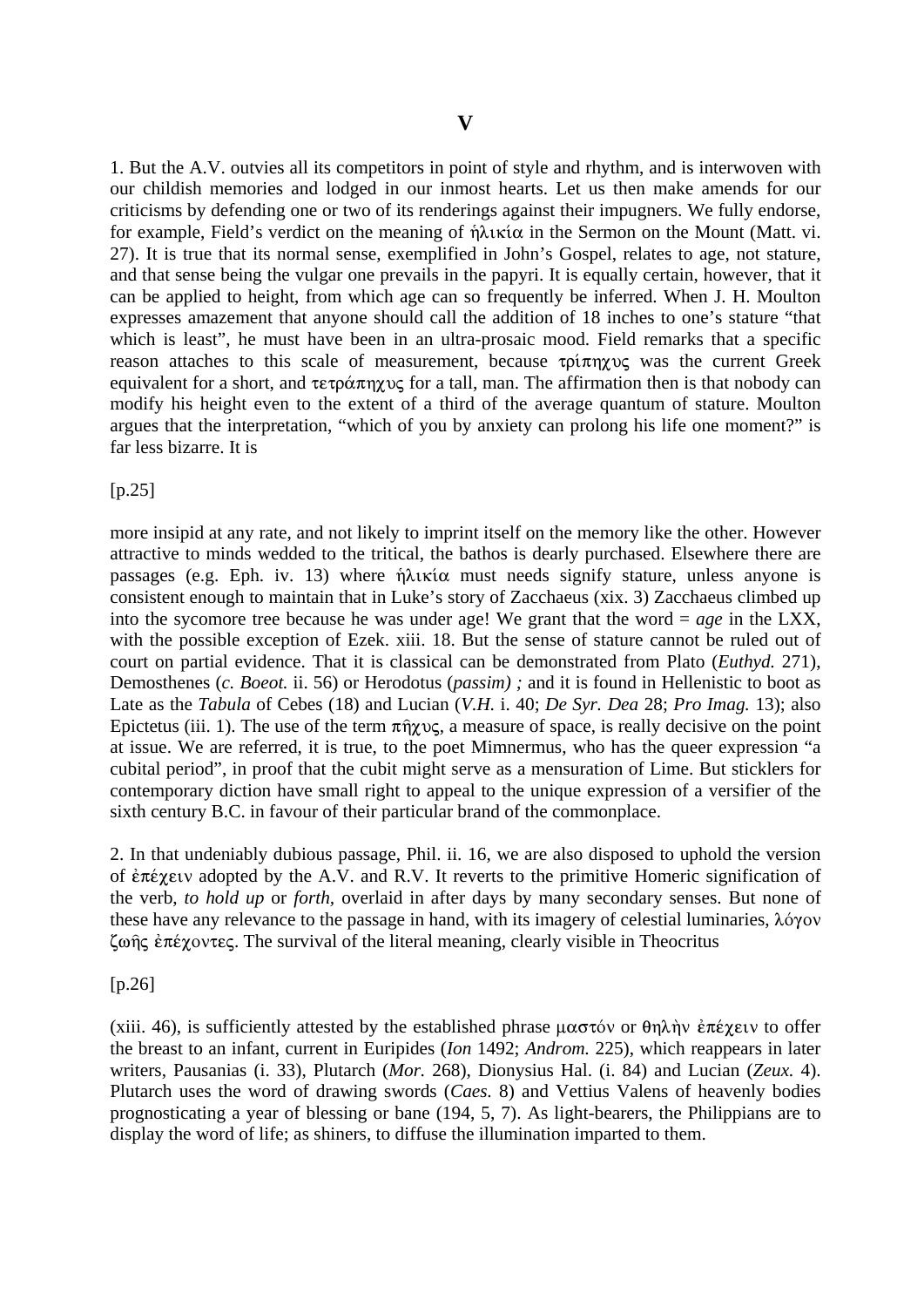# V

1. But the A.V. outvies all its competitors in point of style and rhythm, and is interwoven with our childish memories and lodged in our inmost hearts. Let us then make amends for our criticisms by defending one or two of its renderings against their impugners. We fully endorse, for example, Field's verdict on the meaning of ἡλικία in the Sermon on the Mount (Matt. vi. 27). It is true that its normal sense, exemplified in John's Gospel, relates to age, not stature, and that sense being the vulgar one prevails in the papyri. It is equally certain, however, that it can be applied to height, from which age can so frequently be inferred. When J. H. Moulton expresses amazement that anyone should call the addition of 18 inches to one's stature "that which is least", he must have been in an ultra-prosaic mood. Field remarks that a specific reason attaches to this scale of measurement, because τρίπηχυς was the current Greek equivalent for a short, and τετράπηχυς for a tall, man. The affirmation then is that nobody can modify his height even to the extent of a third of the average quantum of stature. Moulton argues that the interpretation, "which of you by anxiety can prolong his life one moment?" is far less bizarre. It is

[p.25]

more insipid at any rate, and not likely to imprint itself on the memory like the other. However attractive to minds wedded to the tritical, the bathos is dearly purchased. Elsewhere there are passages (e.g. Eph. iv. 13) where ἡλικία must needs signify stature, unless anyone is consistent enough to maintain that in Luke's story of Zacchaeus (xix. 3) Zacchaeus climbed up into the sycomore tree because he was under age! We grant that the word = *age* in the LXX, with the possible exception of Ezek. xiii. 18. But the sense of stature cannot be ruled out of court on partial evidence. That it is classical can be demonstrated from Plato (*Euthyd.* 271), Demosthenes (*c. Boeot.* ii. 56) or Herodotus (*passim) ;* and it is found in Hellenistic to boot as Late as the *Tabula* of Cebes (18) and Lucian (*V.H.* i. 40; *De Syr. Dea* 28; *Pro Imag.* 13); also Epictetus (iii. 1). The use of the term πῆχυς, a measure of space, is really decisive on the point at issue. We are referred, it is true, to the poet Mimnermus, who has the queer expression "a cubital period", in proof that the cubit might serve as a mensuration of Lime. But sticklers for contemporary diction have small right to appeal to the unique expression of a versifier of the sixth century B.C. in favour of their particular brand of the commonplace.

2. In that undeniably dubious passage, Phil. ii. 16, we are also disposed to uphold the version of ἐπέχειν adopted by the A.V. and R.V. It reverts to the primitive Homeric signification of the verb, *to hold up* or *forth*, overlaid in after days by many secondary senses. But none of these have any relevance to the passage in hand, with its imagery of celestial luminaries, λόγον ζωῆς ἐπέχοντες. The survival of the literal meaning, clearly visible in Theocritus

[p.26]

(xiii. 46), is sufficiently attested by the established phrase μαστόν or θηλὴν ἐπέχειν to offer the breast to an infant, current in Euripides (*Ion* 1492; *Androm.* 225), which reappears in later writers, Pausanias (i. 33), Plutarch (*Mor.* 268), Dionysius Hal. (i. 84) and Lucian (*Zeux.* 4). Plutarch uses the word of drawing swords (*Caes.* 8) and Vettius Valens of heavenly bodies prognosticating a year of blessing or bane (194, 5, 7). As light-bearers, the Philippians are to display the word of life; as shiners, to diffuse the illumination imparted to them.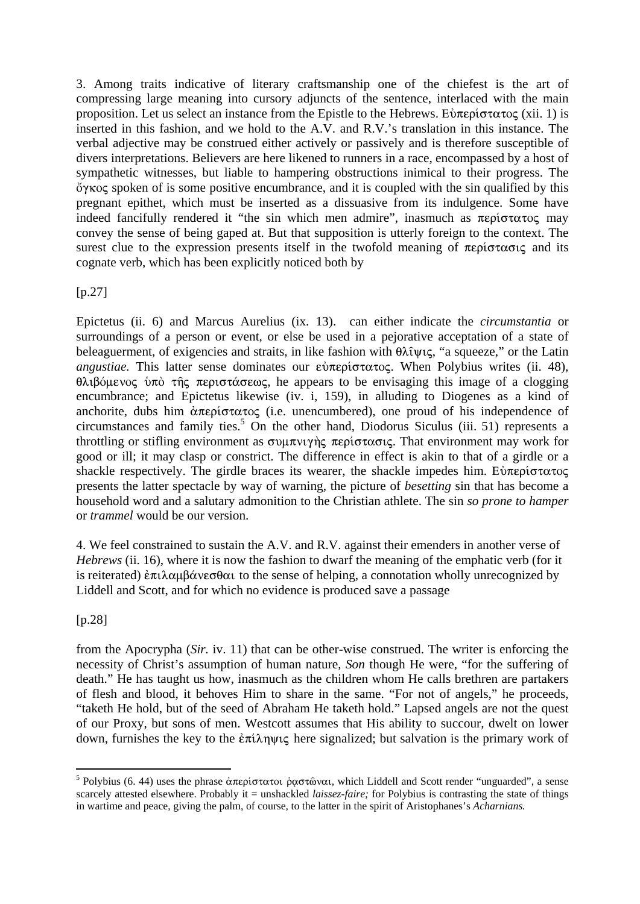3. Among traits indicative of literary craftsmanship one of the chiefest is the art of compressing large meaning into cursory adjuncts of the sentence, interlaced with the main proposition. Let us select an instance from the Epistle to the Hebrews. Εὐπερίστατος (xii. 1) is inserted in this fashion, and we hold to the A.V. and R.V.'s translation in this instance. The verbal adjective may be construed either actively or passively and is therefore susceptible of divers interpretations. Believers are here likened to runners in a race, encompassed by a host of sympathetic witnesses, but liable to hampering obstructions inimical to their progress. The ὄγκος spoken of is some positive encumbrance, and it is coupled with the sin qualified by this pregnant epithet, which must be inserted as a dissuasive from its indulgence. Some have indeed fancifully rendered it "the sin which men admire", inasmuch as περίστατος may convey the sense of being gaped at. But that supposition is utterly foreign to the context. The surest clue to the expression presents itself in the twofold meaning of περίστασις and its cognate verb, which has been explicitly noticed both by

[p.27]

Epictetus (ii. 6) and Marcus Aurelius (ix. 13). can either indicate the *circumstantia* or surroundings of a person or event, or else be used in a pejorative acceptation of a state of beleaguerment, of exigencies and straits, in like fashion with θλῖψις, "a squeeze," or the Latin *angustiae.* This latter sense dominates our εὐπερίστατος. When Polybius writes (ii. 48), θλιβόμενος ὑπὸ τῆς περιστάσεως, he appears to be envisaging this image of a clogging encumbrance; and Epictetus likewise (iv. i, 159), in alluding to Diogenes as a kind of anchorite, dubs him ἀπερίστατος (i.e. unencumbered), one proud of his independence of circumstances and family ties.[5] On the other hand, Diodorus Siculus (iii. 51) represents a throttling or stifling environment as συμπνιγὴς περίστασις. That environment may work for good or ill; it may clasp or constrict. The difference in effect is akin to that of a girdle or a shackle respectively. The girdle braces its wearer, the shackle impedes him. Εὐπερίστατος presents the latter spectacle by way of warning, the picture of *besetting* sin that has become a household word and a salutary admonition to the Christian athlete. The sin *so prone to hamper* or *trammel* would be our version.

4. We feel constrained to sustain the A.V. and R.V. against their emenders in another verse of *Hebrews* (ii. 16), where it is now the fashion to dwarf the meaning of the emphatic verb (for it is reiterated) ἐπιλαμβάνεσθαι to the sense of helping, a connotation wholly unrecognized by Liddell and Scott, and for which no evidence is produced save a passage

[p.28]

from the Apocrypha (*Sir.* iv. 11) that can be other-wise construed. The writer is enforcing the necessity of Christ's assumption of human nature, *Son* though He were, "for the suffering of death." He has taught us how, inasmuch as the children whom He calls brethren are partakers of flesh and blood, it behoves Him to share in the same. "For not of angels," he proceeds, "taketh He hold, but of the seed of Abraham He taketh hold." Lapsed angels are not the quest of our Proxy, but sons of men. Westcott assumes that His ability to succour, dwelt on lower down, furnishes the key to the ἐπίληψις here signalized; but salvation is the primary work of

---

[5] Polybius (6. 44) uses the phrase ἀπερίστατοι ῥαστῶναι, which Liddell and Scott render "unguarded", a sense scarcely attested elsewhere. Probably it = unshackled *laissez-faire;* for Polybius is contrasting the state of things in wartime and peace, giving the palm, of course, to the latter in the spirit of Aristophanes's *Acharnians.*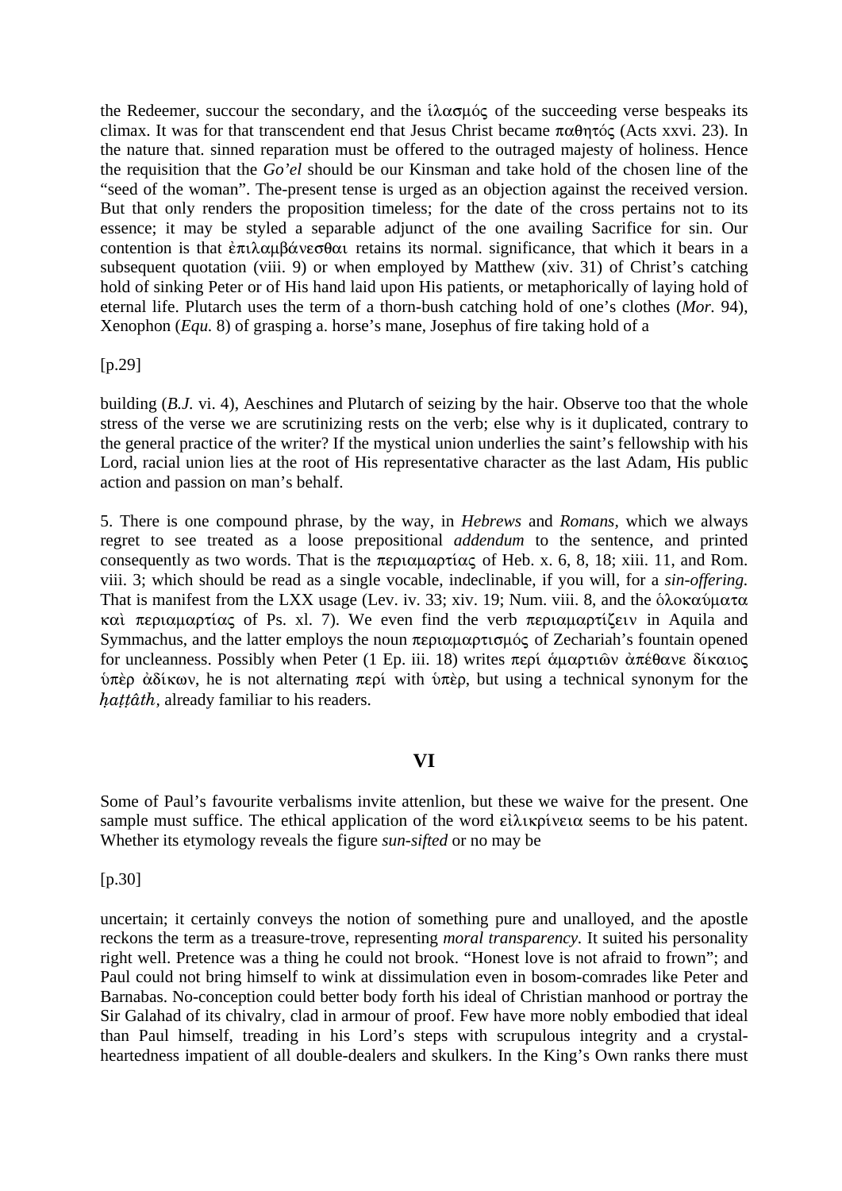the Redeemer, succour the secondary, and the ἱλασμός of the succeeding verse bespeaks its climax. It was for that transcendent end that Jesus Christ became παθητός (Acts xxvi. 23). In the nature that. sinned reparation must be offered to the outraged majesty of holiness. Hence the requisition that the *Go'el* should be our Kinsman and take hold of the chosen line of the "seed of the woman". The-present tense is urged as an objection against the received version. But that only renders the proposition timeless; for the date of the cross pertains not to its essence; it may be styled a separable adjunct of the one availing Sacrifice for sin. Our contention is that ἐπιλαμβάνεσθαι retains its normal. significance, that which it bears in a subsequent quotation (viii. 9) or when employed by Matthew (xiv. 31) of Christ's catching hold of sinking Peter or of His hand laid upon His patients, or metaphorically of laying hold of eternal life. Plutarch uses the term of a thorn-bush catching hold of one's clothes (*Mor.* 94), Xenophon (*Equ.* 8) of grasping a. horse's mane, Josephus of fire taking hold of a

[p.29]

building (*B.J.* vi. 4), Aeschines and Plutarch of seizing by the hair. Observe too that the whole stress of the verse we are scrutinizing rests on the verb; else why is it duplicated, contrary to the general practice of the writer? If the mystical union underlies the saint's fellowship with his Lord, racial union lies at the root of His representative character as the last Adam, His public action and passion on man's behalf.

5. There is one compound phrase, by the way, in *Hebrews* and *Romans,* which we always regret to see treated as a loose prepositional *addendum* to the sentence, and printed consequently as two words. That is the περιαμαρτίας of Heb. x. 6, 8, 18; xiii. 11, and Rom. viii. 3; which should be read as a single vocable, indeclinable, if you will, for a *sin-offering.* That is manifest from the LXX usage (Lev. iv. 33; xiv. 19; Num. viii. 8, and the ὁλοκαύματα καὶ περιαμαρτίας of Ps. xl. 7). We even find the verb περιαμαρτίζειν in Aquila and Symmachus, and the latter employs the noun περιαμαρτισμός of Zechariah's fountain opened for uncleanness. Possibly when Peter (1 Ep. iii. 18) writes περί ἁμαρτιῶν ἀπέθανε δίκαιος ὑπὲρ ἀδίκων, he is not alternating περί with ὑπὲρ, but using a technical synonym for the *ḥaṭṭâth*, already familiar to his readers.

## VI

Some of Paul's favourite verbalisms invite attenlion, but these we waive for the present. One sample must suffice. The ethical application of the word εἰλικρίνεια seems to be his patent. Whether its etymology reveals the figure *sun-sifted* or no may be

[p.30]

uncertain; it certainly conveys the notion of something pure and unalloyed, and the apostle reckons the term as a treasure-trove, representing *moral transparency.* It suited his personality right well. Pretence was a thing he could not brook. "Honest love is not afraid to frown"; and Paul could not bring himself to wink at dissimulation even in bosom-comrades like Peter and Barnabas. No-conception could better body forth his ideal of Christian manhood or portray the Sir Galahad of its chivalry, clad in armour of proof. Few have more nobly embodied that ideal than Paul himself, treading in his Lord's steps with scrupulous integrity and a crystal-heartedness impatient of all double-dealers and skulkers. In the King's Own ranks there must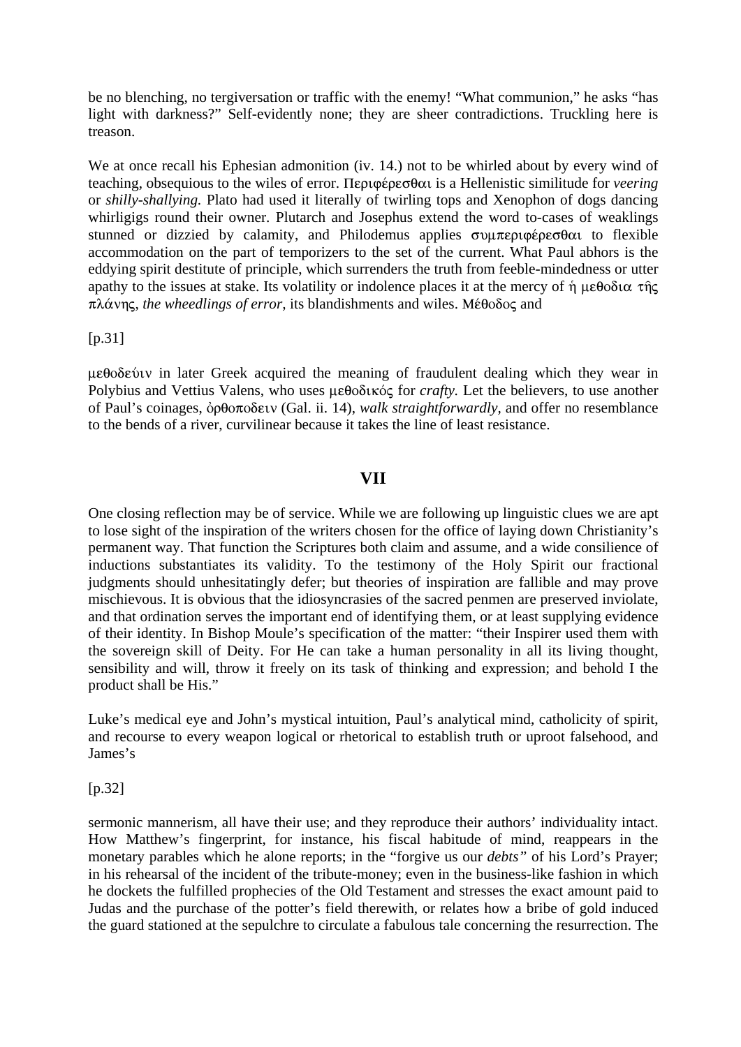be no blenching, no tergiversation or traffic with the enemy! “What communion,” he asks “has light with darkness?” Self-evidently none; they are sheer contradictions. Truckling here is treason.

We at once recall his Ephesian admonition (iv. 14.) not to be whirled about by every wind of teaching, obsequious to the wiles of error. Περιφέρεσθαι is a Hellenistic similitude for *veering* or *shilly-shallying.* Plato had used it literally of twirling tops and Xenophon of dogs dancing whirligigs round their owner. Plutarch and Josephus extend the word to-cases of weaklings stunned or dizzied by calamity, and Philodemus applies συμπεριφέρεσθαι to flexible accommodation on the part of temporizers to the set of the current. What Paul abhors is the eddying spirit destitute of principle, which surrenders the truth from feeble-mindedness or utter apathy to the issues at stake. Its volatility or indolence places it at the mercy of ἡ μεθοδια τῆς πλάνης, *the wheedlings of error,* its blandishments and wiles. Μέθοδος and

[p.31]

μεθοδεύιν in later Greek acquired the meaning of fraudulent dealing which they wear in Polybius and Vettius Valens, who uses μεθοδικός for *crafty.* Let the believers, to use another of Paul’s coinages, ὀρθοποδειν (Gal. ii. 14), *walk straightforwardly,* and offer no resemblance to the bends of a river, curvilinear because it takes the line of least resistance.

## VII

One closing reflection may be of service. While we are following up linguistic clues we are apt to lose sight of the inspiration of the writers chosen for the office of laying down Christianity’s permanent way. That function the Scriptures both claim and assume, and a wide consilience of inductions substantiates its validity. To the testimony of the Holy Spirit our fractional judgments should unhesitatingly defer; but theories of inspiration are fallible and may prove mischievous. It is obvious that the idiosyncrasies of the sacred penmen are preserved inviolate, and that ordination serves the important end of identifying them, or at least supplying evidence of their identity. In Bishop Moule’s specification of the matter: “their Inspirer used them with the sovereign skill of Deity. For He can take a human personality in all its living thought, sensibility and will, throw it freely on its task of thinking and expression; and behold I the product shall be His.”

Luke’s medical eye and John’s mystical intuition, Paul’s analytical mind, catholicity of spirit, and recourse to every weapon logical or rhetorical to establish truth or uproot falsehood, and James’s

[p.32]

sermonic mannerism, all have their use; and they reproduce their authors’ individuality intact. How Matthew’s fingerprint, for instance, his fiscal habitude of mind, reappears in the monetary parables which he alone reports; in the “forgive us our *debts”* of his Lord’s Prayer; in his rehearsal of the incident of the tribute-money; even in the business-like fashion in which he dockets the fulfilled prophecies of the Old Testament and stresses the exact amount paid to Judas and the purchase of the potter’s field therewith, or relates how a bribe of gold induced the guard stationed at the sepulchre to circulate a fabulous tale concerning the resurrection. The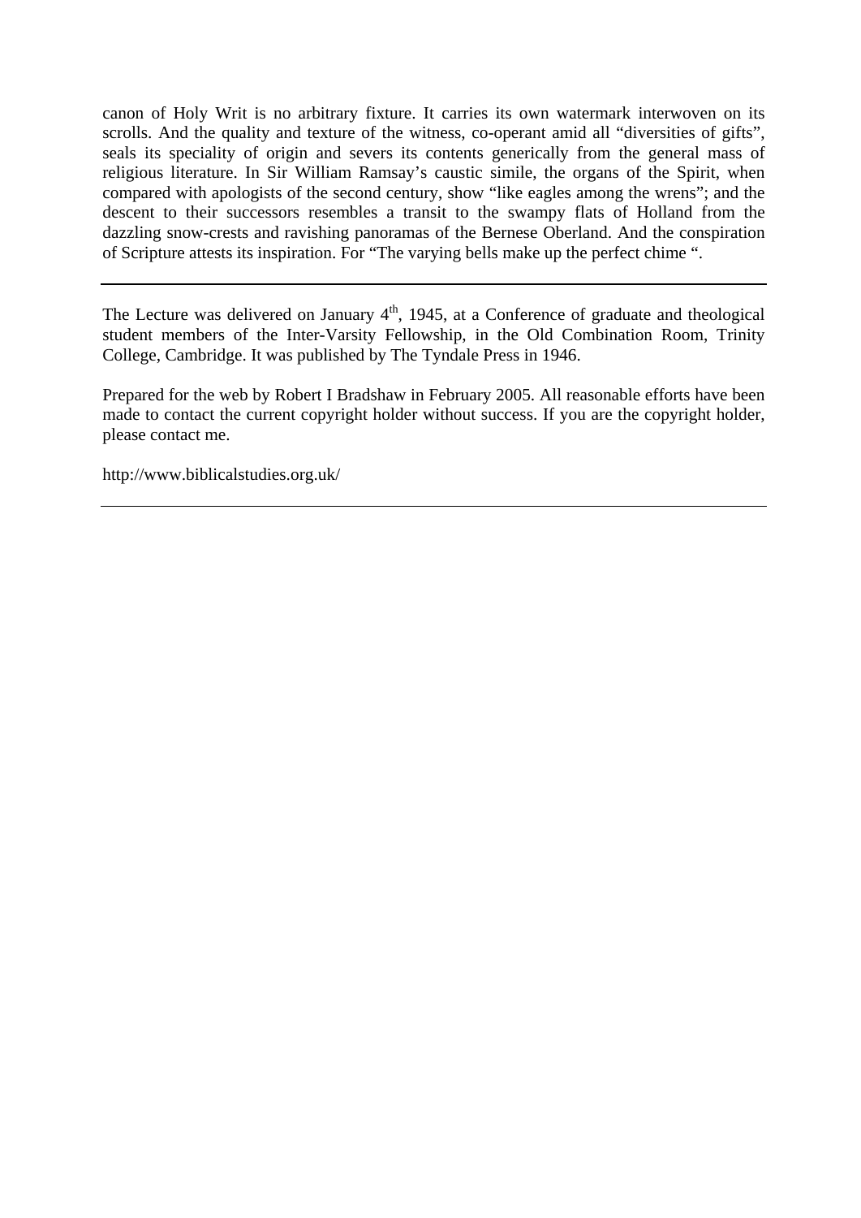canon of Holy Writ is no arbitrary fixture. It carries its own watermark interwoven on its scrolls. And the quality and texture of the witness, co-operant amid all "diversities of gifts", seals its speciality of origin and severs its contents generically from the general mass of religious literature. In Sir William Ramsay's caustic simile, the organs of the Spirit, when compared with apologists of the second century, show "like eagles among the wrens"; and the descent to their successors resembles a transit to the swampy flats of Holland from the dazzling snow-crests and ravishing panoramas of the Bernese Oberland. And the conspiration of Scripture attests its inspiration. For "The varying bells make up the perfect chime ".

---

The Lecture was delivered on January 4th, 1945, at a Conference of graduate and theological student members of the Inter-Varsity Fellowship, in the Old Combination Room, Trinity College, Cambridge. It was published by The Tyndale Press in 1946.

Prepared for the web by Robert I Bradshaw in February 2005. All reasonable efforts have been made to contact the current copyright holder without success. If you are the copyright holder, please contact me.

http://www.biblicalstudies.org.uk/

---